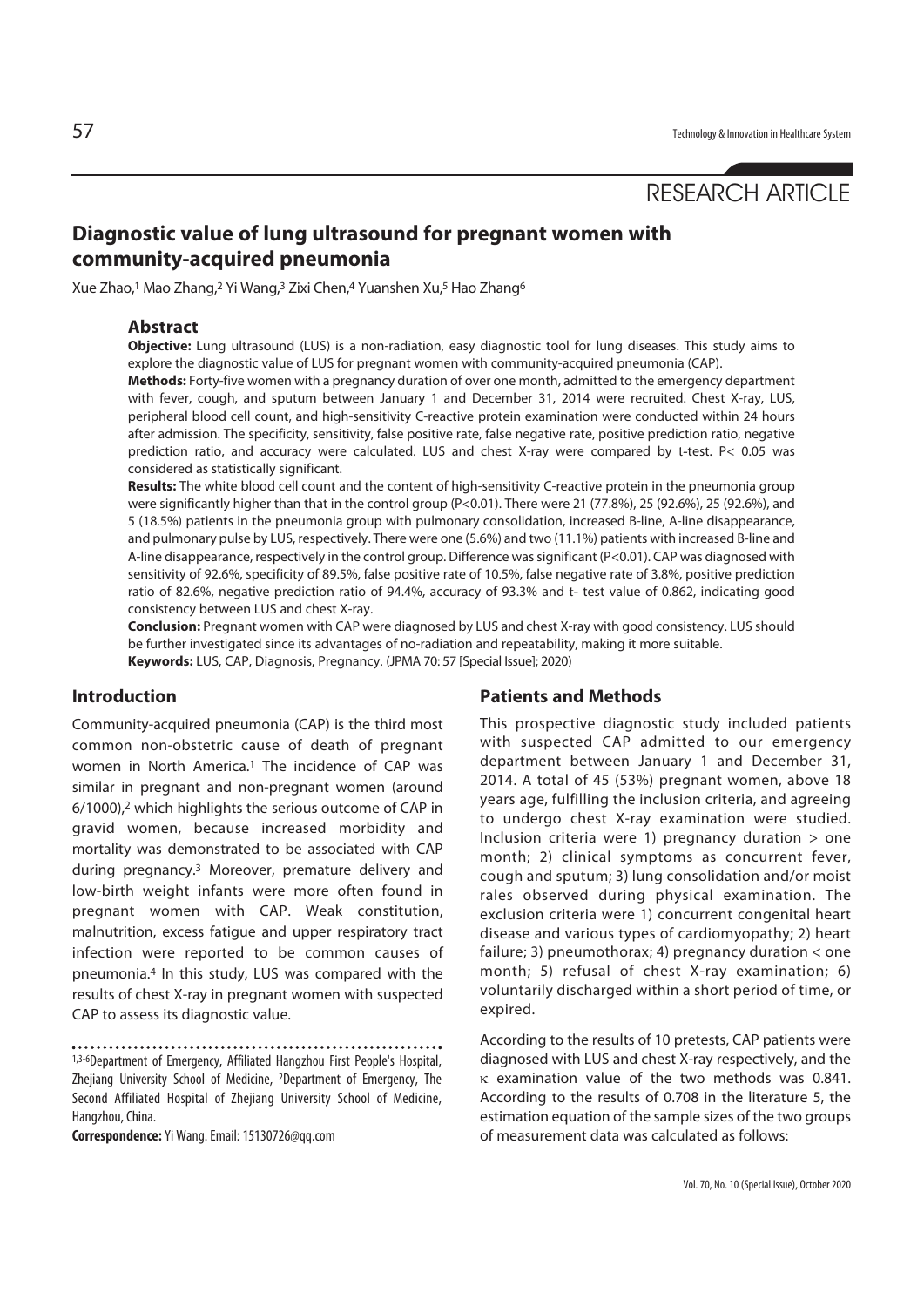RESEARCH ARTICLE

# Diagnostic value of lung ultrasound for pregnant women with community-acquired pneumonia

Xue Zhao,[1] Mao Zhang,[2] Yi Wang,[3] Zixi Chen,[4] Yuanshen Xu,[5] Hao Zhang[6]

## Abstract

**Objective:** Lung ultrasound (LUS) is a non-radiation, easy diagnostic tool for lung diseases. This study aims to explore the diagnostic value of LUS for pregnant women with community-acquired pneumonia (CAP).

**Methods:** Forty-five women with a pregnancy duration of over one month, admitted to the emergency department with fever, cough, and sputum between January 1 and December 31, 2014 were recruited. Chest X-ray, LUS, peripheral blood cell count, and high-sensitivity C-reactive protein examination were conducted within 24 hours after admission. The specificity, sensitivity, false positive rate, false negative rate, positive prediction ratio, negative prediction ratio, and accuracy were calculated. LUS and chest X-ray were compared by t-test. P< 0.05 was considered as statistically significant.

**Results:** The white blood cell count and the content of high-sensitivity C-reactive protein in the pneumonia group were significantly higher than that in the control group (P<0.01). There were 21 (77.8%), 25 (92.6%), 25 (92.6%), and 5 (18.5%) patients in the pneumonia group with pulmonary consolidation, increased B-line, A-line disappearance, and pulmonary pulse by LUS, respectively. There were one (5.6%) and two (11.1%) patients with increased B-line and A-line disappearance, respectively in the control group. Difference was significant (P<0.01). CAP was diagnosed with sensitivity of 92.6%, specificity of 89.5%, false positive rate of 10.5%, false negative rate of 3.8%, positive prediction ratio of 82.6%, negative prediction ratio of 94.4%, accuracy of 93.3% and t- test value of 0.862, indicating good consistency between LUS and chest X-ray.

**Conclusion:** Pregnant women with CAP were diagnosed by LUS and chest X-ray with good consistency. LUS should be further investigated since its advantages of no-radiation and repeatability, making it more suitable.

**Keywords:** LUS, CAP, Diagnosis, Pregnancy. (JPMA 70: 57 [Special Issue]; 2020)

## Introduction

Community-acquired pneumonia (CAP) is the third most common non-obstetric cause of death of pregnant women in North America.[1] The incidence of CAP was similar in pregnant and non-pregnant women (around 6/1000),[2] which highlights the serious outcome of CAP in gravid women, because increased morbidity and mortality was demonstrated to be associated with CAP during pregnancy.[3] Moreover, premature delivery and low-birth weight infants were more often found in pregnant women with CAP. Weak constitution, malnutrition, excess fatigue and upper respiratory tract infection were reported to be common causes of pneumonia.[4] In this study, LUS was compared with the results of chest X-ray in pregnant women with suspected CAP to assess its diagnostic value.

[1,3-6]Department of Emergency, Affiliated Hangzhou First People's Hospital, Zhejiang University School of Medicine, [2]Department of Emergency, The Second Affiliated Hospital of Zhejiang University School of Medicine, Hangzhou, China.

**Correspondence:** Yi Wang. Email: 15130726@qq.com

## Patients and Methods

This prospective diagnostic study included patients with suspected CAP admitted to our emergency department between January 1 and December 31, 2014. A total of 45 (53%) pregnant women, above 18 years age, fulfilling the inclusion criteria, and agreeing to undergo chest X-ray examination were studied. Inclusion criteria were 1) pregnancy duration > one month; 2) clinical symptoms as concurrent fever, cough and sputum; 3) lung consolidation and/or moist rales observed during physical examination. The exclusion criteria were 1) concurrent congenital heart disease and various types of cardiomyopathy; 2) heart failure; 3) pneumothorax; 4) pregnancy duration < one month; 5) refusal of chest X-ray examination; 6) voluntarily discharged within a short period of time, or expired.

According to the results of 10 pretests, CAP patients were diagnosed with LUS and chest X-ray respectively, and the $\kappa$ examination value of the two methods was 0.841. According to the results of 0.708 in the literature 5, the estimation equation of the sample sizes of the two groups of measurement data was calculated as follows: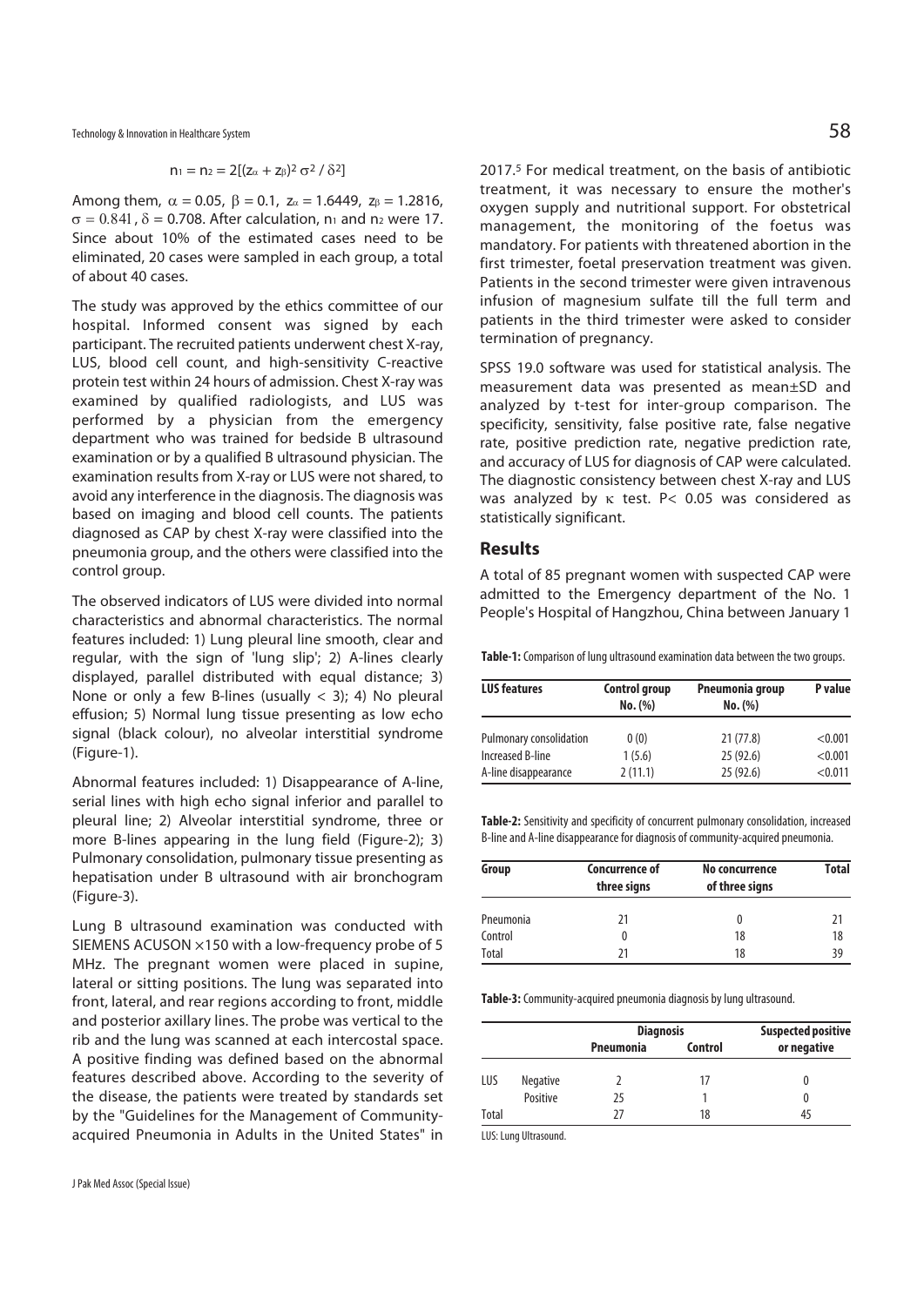$$n_1 = n_2 = 2[(z_\alpha + z_\beta)^2 \sigma^2 / \delta^2]$$

Among them, $\alpha = 0.05$, $\beta = 0.1$, $z_\alpha = 1.6449$, $z_\beta = 1.2816$, $\sigma = 0.841$, $\delta = 0.708$. After calculation, $n_1$ and $n_2$ were 17. Since about 10% of the estimated cases need to be eliminated, 20 cases were sampled in each group, a total of about 40 cases.

The study was approved by the ethics committee of our hospital. Informed consent was signed by each participant. The recruited patients underwent chest X-ray, LUS, blood cell count, and high-sensitivity C-reactive protein test within 24 hours of admission. Chest X-ray was examined by qualified radiologists, and LUS was performed by a physician from the emergency department who was trained for bedside B ultrasound examination or by a qualified B ultrasound physician. The examination results from X-ray or LUS were not shared, to avoid any interference in the diagnosis. The diagnosis was based on imaging and blood cell counts. The patients diagnosed as CAP by chest X-ray were classified into the pneumonia group, and the others were classified into the control group.

The observed indicators of LUS were divided into normal characteristics and abnormal characteristics. The normal features included: 1) Lung pleural line smooth, clear and regular, with the sign of 'lung slip'; 2) A-lines clearly displayed, parallel distributed with equal distance; 3) None or only a few B-lines (usually < 3); 4) No pleural effusion; 5) Normal lung tissue presenting as low echo signal (black colour), no alveolar interstitial syndrome (Figure-1).

Abnormal features included: 1) Disappearance of A-line, serial lines with high echo signal inferior and parallel to pleural line; 2) Alveolar interstitial syndrome, three or more B-lines appearing in the lung field (Figure-2); 3) Pulmonary consolidation, pulmonary tissue presenting as hepatisation under B ultrasound with air bronchogram (Figure-3).

Lung B ultrasound examination was conducted with SIEMENS ACUSON ×150 with a low-frequency probe of 5 MHz. The pregnant women were placed in supine, lateral or sitting positions. The lung was separated into front, lateral, and rear regions according to front, middle and posterior axillary lines. The probe was vertical to the rib and the lung was scanned at each intercostal space. A positive finding was defined based on the abnormal features described above. According to the severity of the disease, the patients were treated by standards set by the "Guidelines for the Management of Community-acquired Pneumonia in Adults in the United States" in 2017.[5] For medical treatment, on the basis of antibiotic treatment, it was necessary to ensure the mother's oxygen supply and nutritional support. For obstetrical management, the monitoring of the foetus was mandatory. For patients with threatened abortion in the first trimester, foetal preservation treatment was given. Patients in the second trimester were given intravenous infusion of magnesium sulfate till the full term and patients in the third trimester were asked to consider termination of pregnancy.

SPSS 19.0 software was used for statistical analysis. The measurement data was presented as mean±SD and analyzed by t-test for inter-group comparison. The specificity, sensitivity, false positive rate, false negative rate, positive prediction rate, negative prediction rate, and accuracy of LUS for diagnosis of CAP were calculated. The diagnostic consistency between chest X-ray and LUS was analyzed by $\kappa$ test. $P< 0.05$ was considered as statistically significant.

## Results

A total of 85 pregnant women with suspected CAP were admitted to the Emergency department of the No. 1 People's Hospital of Hangzhou, China between January 1

**Table-1:** Comparison of lung ultrasound examination data between the two groups.

| LUS features | Control group No. (%) | Pneumonia group No. (%) | P value |
|---|---|---|---|
| Pulmonary consolidation | 0 (0) | 21 (77.8) | <0.001 |
| Increased B-line | 1 (5.6) | 25 (92.6) | <0.001 |
| A-line disappearance | 2 (11.1) | 25 (92.6) | <0.011 |

**Table-2:** Sensitivity and specificity of concurrent pulmonary consolidation, increased B-line and A-line disappearance for diagnosis of community-acquired pneumonia.

| Group | Concurrence of three signs | No concurrence of three signs | Total |
|---|---|---|---|
| Pneumonia | 21 | 0 | 21 |
| Control | 0 | 18 | 18 |
| Total | 21 | 18 | 39 |

**Table-3:** Community-acquired pneumonia diagnosis by lung ultrasound.

| | | Diagnosis | | Suspected positive or negative |
|---|---|---|---|---|
| | | Pneumonia | Control | |
| LUS | Negative | 2 | 17 | 0 |
| | Positive | 25 | 1 | 0 |
| Total | | 27 | 18 | 45 |

LUS: Lung Ultrasound.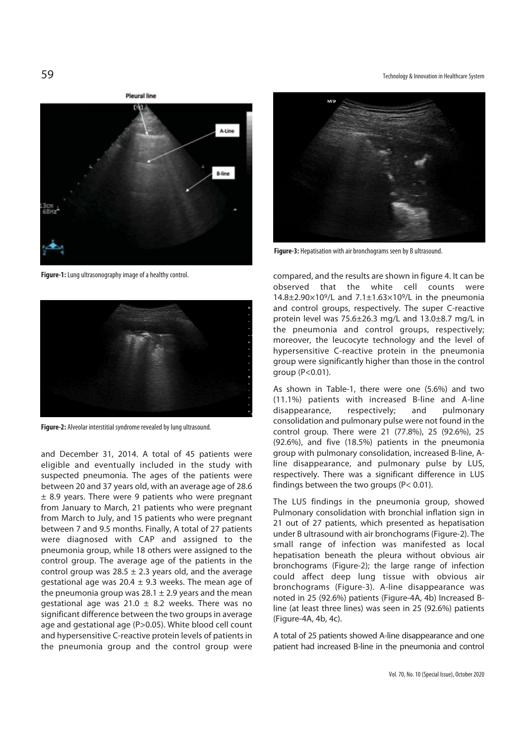Figure-1: Lung ultrasonography image of a healthy control.

Figure-2: Alveolar interstitial syndrome revealed by lung ultrasound.

and December 31, 2014. A total of 45 patients were eligible and eventually included in the study with suspected pneumonia. The ages of the patients were between 20 and 37 years old, with an average age of 28.6 ± 8.9 years. There were 9 patients who were pregnant from January to March, 21 patients who were pregnant from March to July, and 15 patients who were pregnant between 7 and 9.5 months. Finally, A total of 27 patients were diagnosed with CAP and assigned to the pneumonia group, while 18 others were assigned to the control group. The average age of the patients in the control group was 28.5 ± 2.3 years old, and the average gestational age was 20.4 ± 9.3 weeks. The mean age of the pneumonia group was 28.1 ± 2.9 years and the mean gestational age was 21.0 ± 8.2 weeks. There was no significant difference between the two groups in average age and gestational age ($P>0.05$). White blood cell count and hypersensitive C-reactive protein levels of patients in the pneumonia group and the control group were compared, and the results are shown in figure 4. It can be observed that the white cell counts were $14.8\pm2.90\times10^9$/L and $7.1\pm1.63\times10^9$/L in the pneumonia and control groups, respectively. The super C-reactive protein level was 75.6±26.3 mg/L and 13.0±8.7 mg/L in the pneumonia and control groups, respectively; moreover, the leucocyte technology and the level of hypersensitive C-reactive protein in the pneumonia group were significantly higher than those in the control group ($P<0.01$).

Figure-3: Hepatisation with air bronchograms seen by B ultrasound.

As shown in Table-1, there were one (5.6%) and two (11.1%) patients with increased B-line and A-line disappearance, respectively; and pulmonary consolidation and pulmonary pulse were not found in the control group. There were 21 (77.8%), 25 (92.6%), 25 (92.6%), and five (18.5%) patients in the pneumonia group with pulmonary consolidation, increased B-line, A-line disappearance, and pulmonary pulse by LUS, respectively. There was a significant difference in LUS findings between the two groups ($P< 0.01$).

The LUS findings in the pneumonia group, showed Pulmonary consolidation with bronchial inflation sign in 21 out of 27 patients, which presented as hepatisation under B ultrasound with air bronchograms (Figure-2). The small range of infection was manifested as local hepatisation beneath the pleura without obvious air bronchograms (Figure-2); the large range of infection could affect deep lung tissue with obvious air bronchograms (Figure-3). A-line disappearance was noted in 25 (92.6%) patients (Figure-4A, 4b) Increased B-line (at least three lines) was seen in 25 (92.6%) patients (Figure-4A, 4b, 4c).

A total of 25 patients showed A-line disappearance and one patient had increased B-line in the pneumonia and control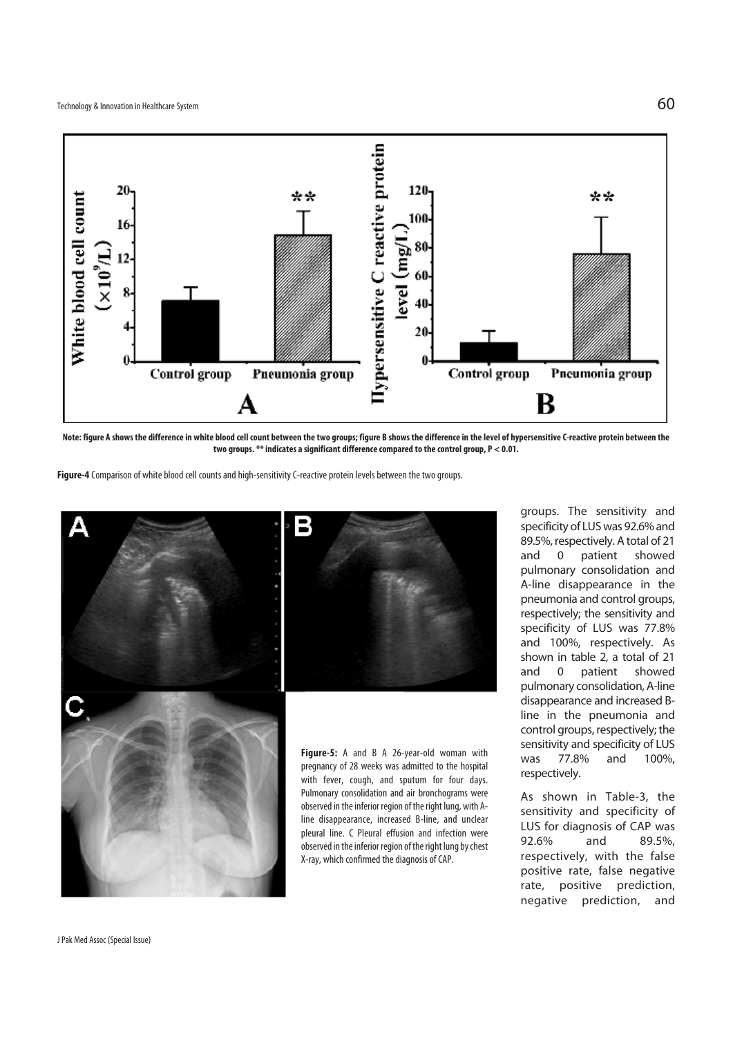Note: figure A shows the difference in white blood cell count between the two groups; figure B shows the difference in the level of hypersensitive C-reactive protein between the two groups. ** indicates a significant difference compared to the control group, P < 0.01.

**Figure-4** Comparison of white blood cell counts and high-sensitivity C-reactive protein levels between the two groups.

**Figure-5:** A and B A 26-year-old woman with pregnancy of 28 weeks was admitted to the hospital with fever, cough, and sputum for four days. Pulmonary consolidation and air bronchograms were observed in the inferior region of the right lung, with A-line disappearance, increased B-line, and unclear pleural line. C Pleural effusion and infection were observed in the inferior region of the right lung by chest X-ray, which confirmed the diagnosis of CAP.

groups. The sensitivity and specificity of LUS was 92.6% and 89.5%, respectively. A total of 21 and 0 patient showed pulmonary consolidation and A-line disappearance in the pneumonia and control groups, respectively; the sensitivity and specificity of LUS was 77.8% and 100%, respectively. As shown in table 2, a total of 21 and 0 patient showed pulmonary consolidation, A-line disappearance and increased B-line in the pneumonia and control groups, respectively; the sensitivity and specificity of LUS was 77.8% and 100%, respectively.

As shown in Table-3, the sensitivity and specificity of LUS for diagnosis of CAP was 92.6% and 89.5%, respectively, with the false positive rate, false negative rate, positive prediction, negative prediction, and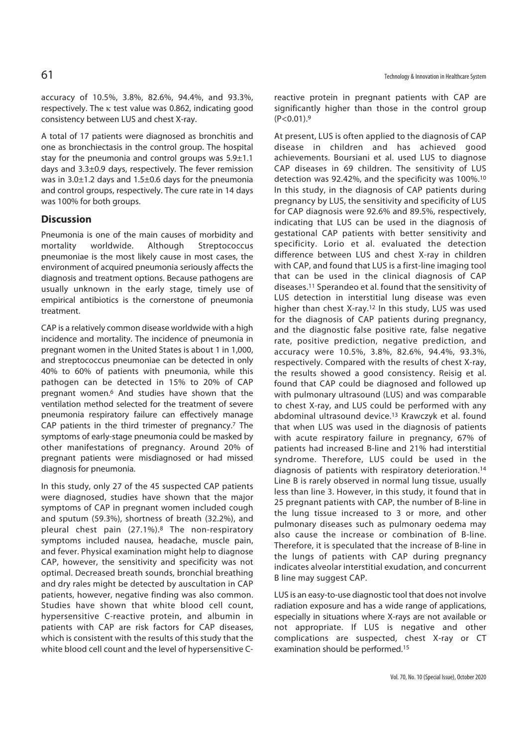accuracy of 10.5%, 3.8%, 82.6%, 94.4%, and 93.3%, respectively. The $\kappa$ test value was 0.862, indicating good consistency between LUS and chest X-ray.

A total of 17 patients were diagnosed as bronchitis and one as bronchiectasis in the control group. The hospital stay for the pneumonia and control groups was 5.9±1.1 days and 3.3±0.9 days, respectively. The fever remission was in 3.0±1.2 days and 1.5±0.6 days for the pneumonia and control groups, respectively. The cure rate in 14 days was 100% for both groups.

## Discussion

Pneumonia is one of the main causes of morbidity and mortality worldwide. Although Streptococcus pneumoniae is the most likely cause in most cases, the environment of acquired pneumonia seriously affects the diagnosis and treatment options. Because pathogens are usually unknown in the early stage, timely use of empirical antibiotics is the cornerstone of pneumonia treatment.

CAP is a relatively common disease worldwide with a high incidence and mortality. The incidence of pneumonia in pregnant women in the United States is about 1 in 1,000, and streptococcus pneumoniae can be detected in only 40% to 60% of patients with pneumonia, while this pathogen can be detected in 15% to 20% of CAP pregnant women.[6] And studies have shown that the ventilation method selected for the treatment of severe pneumonia respiratory failure can effectively manage CAP patients in the third trimester of pregnancy.[7] The symptoms of early-stage pneumonia could be masked by other manifestations of pregnancy. Around 20% of pregnant patients were misdiagnosed or had missed diagnosis for pneumonia.

In this study, only 27 of the 45 suspected CAP patients were diagnosed, studies have shown that the major symptoms of CAP in pregnant women included cough and sputum (59.3%), shortness of breath (32.2%), and pleural chest pain (27.1%).[8] The non-respiratory symptoms included nausea, headache, muscle pain, and fever. Physical examination might help to diagnose CAP, however, the sensitivity and specificity was not optimal. Decreased breath sounds, bronchial breathing and dry rales might be detected by auscultation in CAP patients, however, negative finding was also common. Studies have shown that white blood cell count, hypersensitive C-reactive protein, and albumin in patients with CAP are risk factors for CAP diseases, which is consistent with the results of this study that the white blood cell count and the level of hypersensitive C-reactive protein in pregnant patients with CAP are significantly higher than those in the control group ($P<0.01$).[9]

At present, LUS is often applied to the diagnosis of CAP disease in children and has achieved good achievements. Boursiani et al. used LUS to diagnose CAP diseases in 69 children. The sensitivity of LUS detection was 92.42%, and the specificity was 100%.[10] In this study, in the diagnosis of CAP patients during pregnancy by LUS, the sensitivity and specificity of LUS for CAP diagnosis were 92.6% and 89.5%, respectively, indicating that LUS can be used in the diagnosis of gestational CAP patients with better sensitivity and specificity. Lorio et al. evaluated the detection difference between LUS and chest X-ray in children with CAP, and found that LUS is a first-line imaging tool that can be used in the clinical diagnosis of CAP diseases.[11] Sperandeo et al. found that the sensitivity of LUS detection in interstitial lung disease was even higher than chest X-ray.[12] In this study, LUS was used for the diagnosis of CAP patients during pregnancy, and the diagnostic false positive rate, false negative rate, positive prediction, negative prediction, and accuracy were 10.5%, 3.8%, 82.6%, 94.4%, 93.3%, respectively. Compared with the results of chest X-ray, the results showed a good consistency. Reisig et al. found that CAP could be diagnosed and followed up with pulmonary ultrasound (LUS) and was comparable to chest X-ray, and LUS could be performed with any abdominal ultrasound device.[13] Krawczyk et al. found that when LUS was used in the diagnosis of patients with acute respiratory failure in pregnancy, 67% of patients had increased B-line and 21% had interstitial syndrome. Therefore, LUS could be used in the diagnosis of patients with respiratory deterioration.[14] Line B is rarely observed in normal lung tissue, usually less than line 3. However, in this study, it found that in 25 pregnant patients with CAP, the number of B-line in the lung tissue increased to 3 or more, and other pulmonary diseases such as pulmonary oedema may also cause the increase or combination of B-line. Therefore, it is speculated that the increase of B-line in the lungs of patients with CAP during pregnancy indicates alveolar interstitial exudation, and concurrent B line may suggest CAP.

LUS is an easy-to-use diagnostic tool that does not involve radiation exposure and has a wide range of applications, especially in situations where X-rays are not available or not appropriate. If LUS is negative and other complications are suspected, chest X-ray or CT examination should be performed.[15]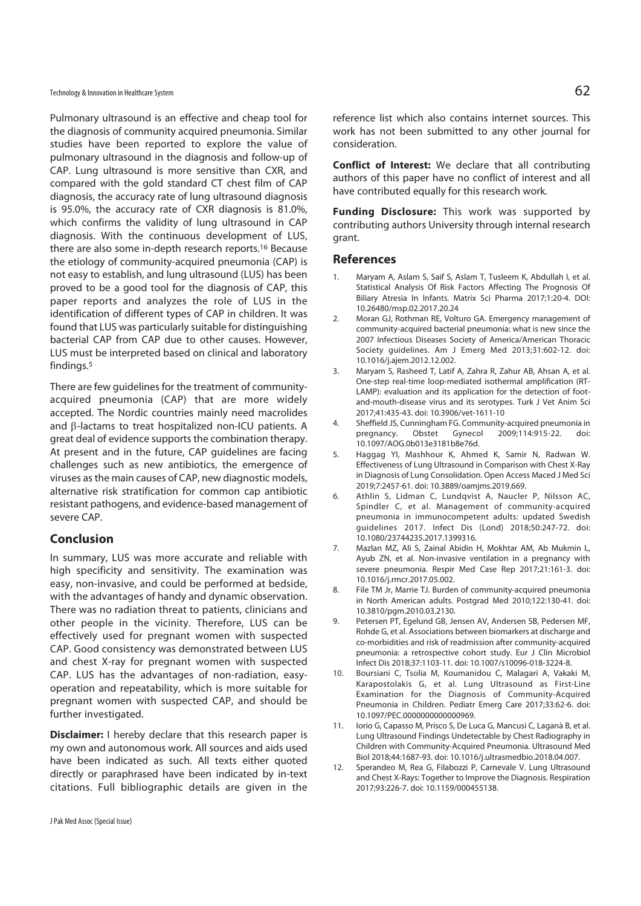Pulmonary ultrasound is an effective and cheap tool for the diagnosis of community acquired pneumonia. Similar studies have been reported to explore the value of pulmonary ultrasound in the diagnosis and follow-up of CAP. Lung ultrasound is more sensitive than CXR, and compared with the gold standard CT chest film of CAP diagnosis, the accuracy rate of lung ultrasound diagnosis is 95.0%, the accuracy rate of CXR diagnosis is 81.0%, which confirms the validity of lung ultrasound in CAP diagnosis. With the continuous development of LUS, there are also some in-depth research reports.[16] Because the etiology of community-acquired pneumonia (CAP) is not easy to establish, and lung ultrasound (LUS) has been proved to be a good tool for the diagnosis of CAP, this paper reports and analyzes the role of LUS in the identification of different types of CAP in children. It was found that LUS was particularly suitable for distinguishing bacterial CAP from CAP due to other causes. However, LUS must be interpreted based on clinical and laboratory findings.[5]

There are few guidelines for the treatment of community-acquired pneumonia (CAP) that are more widely accepted. The Nordic countries mainly need macrolides and β-lactams to treat hospitalized non-ICU patients. A great deal of evidence supports the combination therapy. At present and in the future, CAP guidelines are facing challenges such as new antibiotics, the emergence of viruses as the main causes of CAP, new diagnostic models, alternative risk stratification for common cap antibiotic resistant pathogens, and evidence-based management of severe CAP.

## Conclusion

In summary, LUS was more accurate and reliable with high specificity and sensitivity. The examination was easy, non-invasive, and could be performed at bedside, with the advantages of handy and dynamic observation. There was no radiation threat to patients, clinicians and other people in the vicinity. Therefore, LUS can be effectively used for pregnant women with suspected CAP. Good consistency was demonstrated between LUS and chest X-ray for pregnant women with suspected CAP. LUS has the advantages of non-radiation, easy-operation and repeatability, which is more suitable for pregnant women with suspected CAP, and should be further investigated.

**Disclaimer:** I hereby declare that this research paper is my own and autonomous work. All sources and aids used have been indicated as such. All texts either quoted directly or paraphrased have been indicated by in-text citations. Full bibliographic details are given in the reference list which also contains internet sources. This work has not been submitted to any other journal for consideration.

**Conflict of Interest:** We declare that all contributing authors of this paper have no conflict of interest and all have contributed equally for this research work.

**Funding Disclosure:** This work was supported by contributing authors University through internal research grant.

## References

1. Maryam A, Aslam S, Saif S, Aslam T, Tusleem K, Abdullah I, et al. Statistical Analysis Of Risk Factors Affecting The Prognosis Of Biliary Atresia In Infants. Matrix Sci Pharma 2017;1:20-4. DOI: 10.26480/msp.02.2017.20.24
2. Moran GJ, Rothman RE, Volturo GA. Emergency management of community-acquired bacterial pneumonia: what is new since the 2007 Infectious Diseases Society of America/American Thoracic Society guidelines. Am J Emerg Med 2013;31:602-12. doi: 10.1016/j.ajem.2012.12.002.
3. Maryam S, Rasheed T, Latif A, Zahra R, Zahur AB, Ahsan A, et al. One-step real-time loop-mediated isothermal amplification (RT-LAMP): evaluation and its application for the detection of foot-and-mouth-disease virus and its serotypes. Turk J Vet Anim Sci 2017;41:435-43. doi: 10.3906/vet-1611-10
4. Sheffield JS, Cunningham FG. Community-acquired pneumonia in pregnancy. Obstet Gynecol 2009;114:915-22. doi: 10.1097/AOG.0b013e3181b8e76d.
5. Haggag YI, Mashhour K, Ahmed K, Samir N, Radwan W. Effectiveness of Lung Ultrasound in Comparison with Chest X-Ray in Diagnosis of Lung Consolidation. Open Access Maced J Med Sci 2019;7:2457-61. doi: 10.3889/oamjms.2019.669.
6. Athlin S, Lidman C, Lundqvist A, Naucler P, Nilsson AC, Spindler C, et al. Management of community-acquired pneumonia in immunocompetent adults: updated Swedish guidelines 2017. Infect Dis (Lond) 2018;50:247-72. doi: 10.1080/23744235.2017.1399316.
7. Mazlan MZ, Ali S, Zainal Abidin H, Mokhtar AM, Ab Mukmin L, Ayub ZN, et al. Non-invasive ventilation in a pregnancy with severe pneumonia. Respir Med Case Rep 2017;21:161-3. doi: 10.1016/j.rmcr.2017.05.002.
8. File TM Jr, Marrie TJ. Burden of community-acquired pneumonia in North American adults. Postgrad Med 2010;122:130-41. doi: 10.3810/pgm.2010.03.2130.
9. Petersen PT, Egelund GB, Jensen AV, Andersen SB, Pedersen MF, Rohde G, et al. Associations between biomarkers at discharge and co-morbidities and risk of readmission after community-acquired pneumonia: a retrospective cohort study. Eur J Clin Microbiol Infect Dis 2018;37:1103-11. doi: 10.1007/s10096-018-3224-8.
10. Boursiani C, Tsolia M, Koumanidou C, Malagari A, Vakaki M, Karapostolakis G, et al. Lung Ultrasound as First-Line Examination for the Diagnosis of Community-Acquired Pneumonia in Children. Pediatr Emerg Care 2017;33:62-6. doi: 10.1097/PEC.0000000000000969.
11. Iorio G, Capasso M, Prisco S, De Luca G, Mancusi C, Laganà B, et al. Lung Ultrasound Findings Undetectable by Chest Radiography in Children with Community-Acquired Pneumonia. Ultrasound Med Biol 2018;44:1687-93. doi: 10.1016/j.ultrasmedbio.2018.04.007.
12. Sperandeo M, Rea G, Filabozzi P, Carnevale V. Lung Ultrasound and Chest X-Rays: Together to Improve the Diagnosis. Respiration 2017;93:226-7. doi: 10.1159/000455138.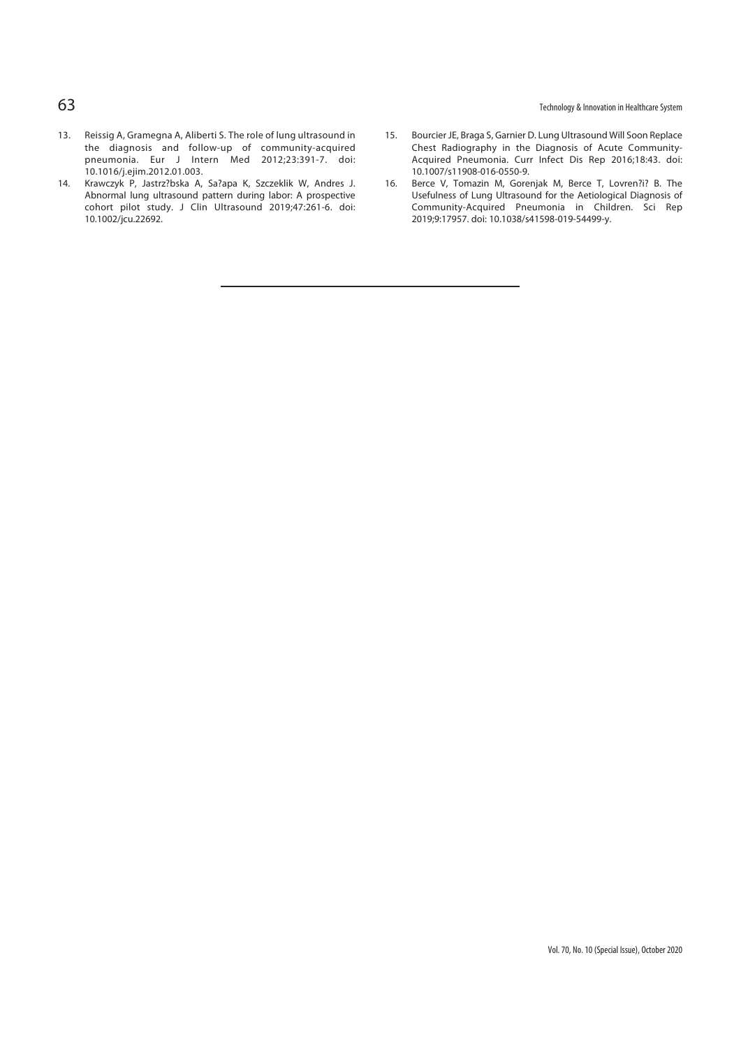13. Reissig A, Gramegna A, Aliberti S. The role of lung ultrasound in the diagnosis and follow-up of community-acquired pneumonia. Eur J Intern Med 2012;23:391-7. doi: 10.1016/j.ejim.2012.01.003.
14. Krawczyk P, Jastrz?bska A, Sa?apa K, Szczeklik W, Andres J. Abnormal lung ultrasound pattern during labor: A prospective cohort pilot study. J Clin Ultrasound 2019;47:261-6. doi: 10.1002/jcu.22692.
15. Bourcier JE, Braga S, Garnier D. Lung Ultrasound Will Soon Replace Chest Radiography in the Diagnosis of Acute Community-Acquired Pneumonia. Curr Infect Dis Rep 2016;18:43. doi: 10.1007/s11908-016-0550-9.
16. Berce V, Tomazin M, Gorenjak M, Berce T, Lovren?i? B. The Usefulness of Lung Ultrasound for the Aetiological Diagnosis of Community-Acquired Pneumonia in Children. Sci Rep 2019;9:17957. doi: 10.1038/s41598-019-54499-y.